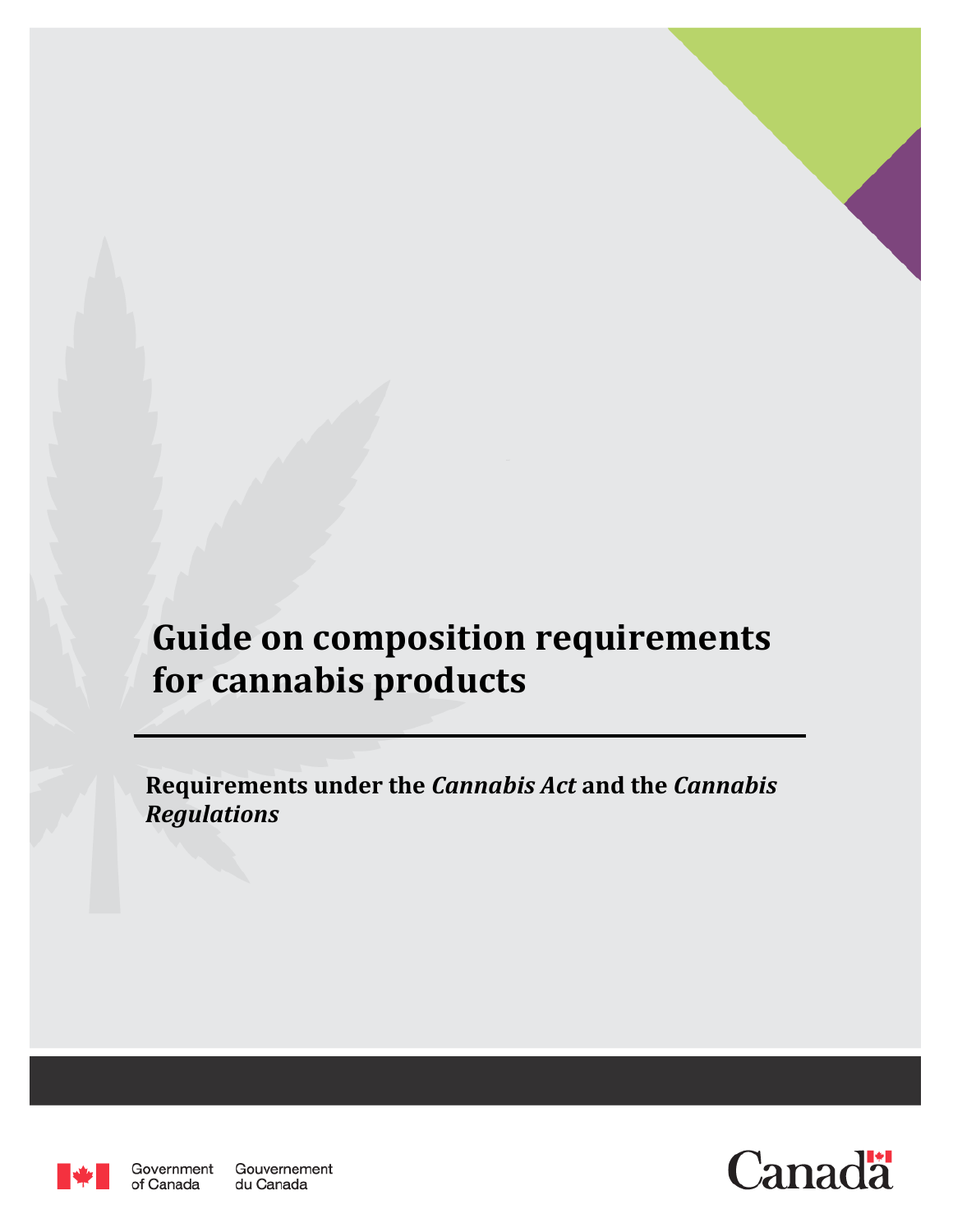# Guide on composition requirements for cannabis products

**Requirements under the *Cannabis Act* and the *Cannabis Regulations***

Government of Canada Gouvernement du Canada

Canada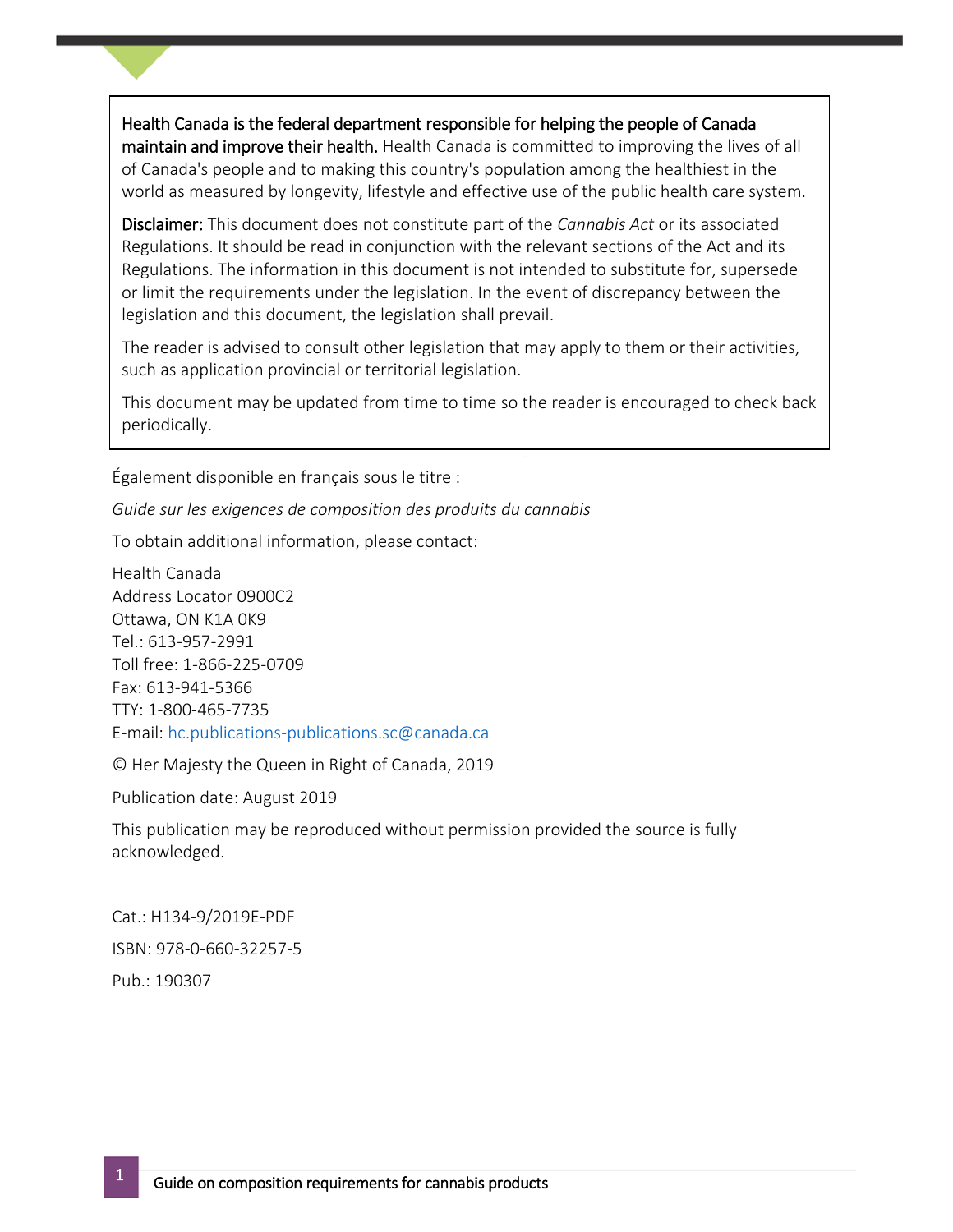**Health Canada is the federal department responsible for helping the people of Canada maintain and improve their health.** Health Canada is committed to improving the lives of all of Canada's people and to making this country's population among the healthiest in the world as measured by longevity, lifestyle and effective use of the public health care system.

**Disclaimer:** This document does not constitute part of the *Cannabis Act* or its associated Regulations. It should be read in conjunction with the relevant sections of the Act and its Regulations. The information in this document is not intended to substitute for, supersede or limit the requirements under the legislation. In the event of discrepancy between the legislation and this document, the legislation shall prevail.

The reader is advised to consult other legislation that may apply to them or their activities, such as application provincial or territorial legislation.

This document may be updated from time to time so the reader is encouraged to check back periodically.

Également disponible en français sous le titre :

*Guide sur les exigences de composition des produits du cannabis*

To obtain additional information, please contact:

Health Canada
Address Locator 0900C2
Ottawa, ON K1A 0K9
Tel.: 613-957-2991
Toll free: 1-866-225-0709
Fax: 613-941-5366
TTY: 1-800-465-7735
E-mail: hc.publications-publications.sc@canada.ca

© Her Majesty the Queen in Right of Canada, 2019

Publication date: August 2019

This publication may be reproduced without permission provided the source is fully acknowledged.

Cat.: H134-9/2019E-PDF

ISBN: 978-0-660-32257-5

Pub.: 190307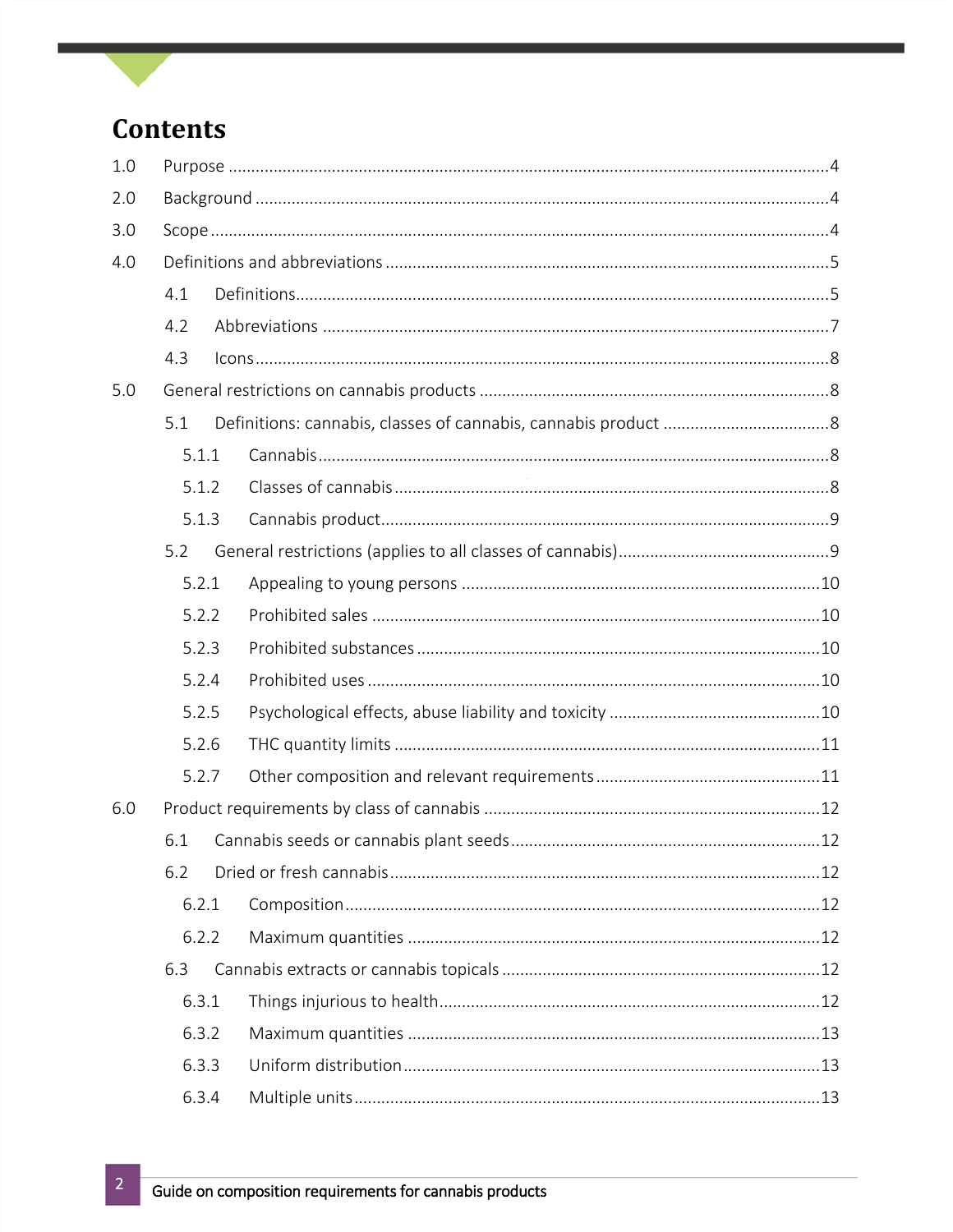# Contents

- 1.0 Purpose ....... 4
- 2.0 Background ....... 4
- 3.0 Scope ....... 4
- 4.0 Definitions and abbreviations ....... 5
  - 4.1 Definitions ....... 5
  - 4.2 Abbreviations ....... 7
  - 4.3 Icons ....... 8
- 5.0 General restrictions on cannabis products ....... 8
  - 5.1 Definitions: cannabis, classes of cannabis, cannabis product ....... 8
    - 5.1.1 Cannabis ....... 8
    - 5.1.2 Classes of cannabis ....... 8
    - 5.1.3 Cannabis product ....... 9
  - 5.2 General restrictions (applies to all classes of cannabis) ....... 9
    - 5.2.1 Appealing to young persons ....... 10
    - 5.2.2 Prohibited sales ....... 10
    - 5.2.3 Prohibited substances ....... 10
    - 5.2.4 Prohibited uses ....... 10
    - 5.2.5 Psychological effects, abuse liability and toxicity ....... 10
    - 5.2.6 THC quantity limits ....... 11
    - 5.2.7 Other composition and relevant requirements ....... 11
- 6.0 Product requirements by class of cannabis ....... 12
  - 6.1 Cannabis seeds or cannabis plant seeds ....... 12
  - 6.2 Dried or fresh cannabis ....... 12
    - 6.2.1 Composition ....... 12
    - 6.2.2 Maximum quantities ....... 12
  - 6.3 Cannabis extracts or cannabis topicals ....... 12
    - 6.3.1 Things injurious to health ....... 12
    - 6.3.2 Maximum quantities ....... 13
    - 6.3.3 Uniform distribution ....... 13
    - 6.3.4 Multiple units ....... 13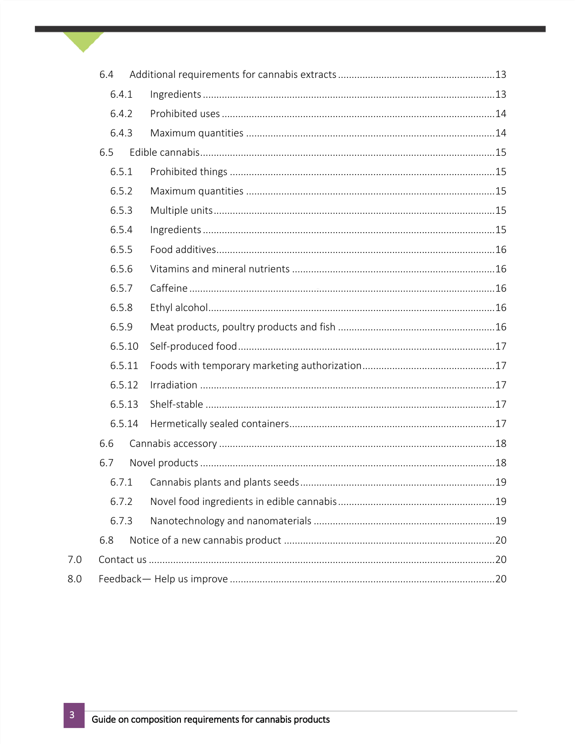- 6.4 Additional requirements for cannabis extracts ....13
  - 6.4.1 Ingredients ....13
  - 6.4.2 Prohibited uses ....14
  - 6.4.3 Maximum quantities ....14
- 6.5 Edible cannabis ....15
  - 6.5.1 Prohibited things ....15
  - 6.5.2 Maximum quantities ....15
  - 6.5.3 Multiple units ....15
  - 6.5.4 Ingredients ....15
  - 6.5.5 Food additives ....16
  - 6.5.6 Vitamins and mineral nutrients ....16
  - 6.5.7 Caffeine ....16
  - 6.5.8 Ethyl alcohol ....16
  - 6.5.9 Meat products, poultry products and fish ....16
  - 6.5.10 Self-produced food ....17
  - 6.5.11 Foods with temporary marketing authorization ....17
  - 6.5.12 Irradiation ....17
  - 6.5.13 Shelf-stable ....17
  - 6.5.14 Hermetically sealed containers ....17
- 6.6 Cannabis accessory ....18
- 6.7 Novel products ....18
  - 6.7.1 Cannabis plants and plants seeds ....19
  - 6.7.2 Novel food ingredients in edible cannabis ....19
  - 6.7.3 Nanotechnology and nanomaterials ....19
- 6.8 Notice of a new cannabis product ....20

7.0 Contact us ....20

8.0 Feedback— Help us improve ....20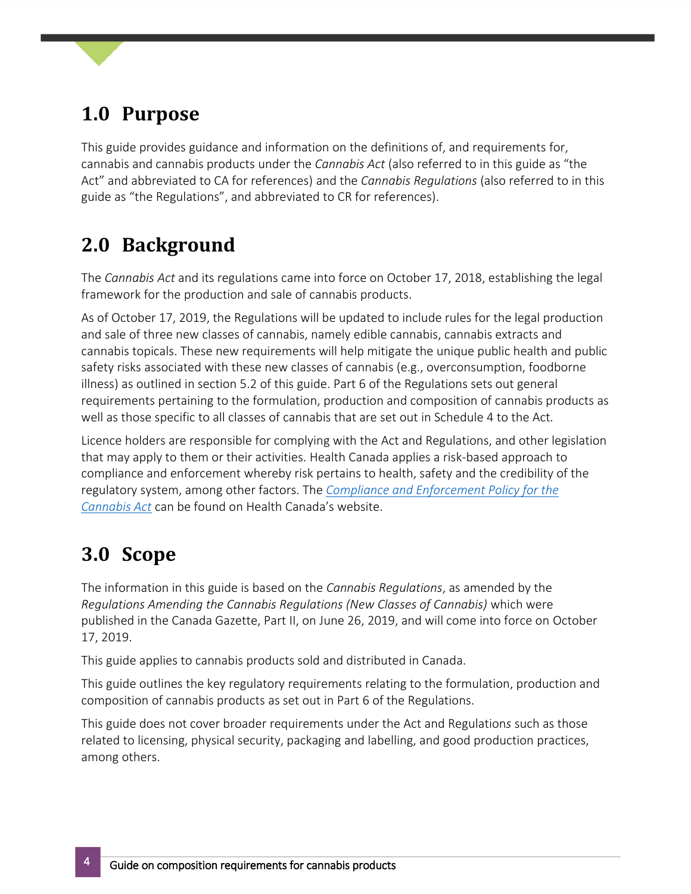## 1.0 Purpose

This guide provides guidance and information on the definitions of, and requirements for, cannabis and cannabis products under the *Cannabis Act* (also referred to in this guide as "the Act" and abbreviated to CA for references) and the *Cannabis Regulations* (also referred to in this guide as "the Regulations", and abbreviated to CR for references).

## 2.0 Background

The *Cannabis Act* and its regulations came into force on October 17, 2018, establishing the legal framework for the production and sale of cannabis products.

As of October 17, 2019, the Regulations will be updated to include rules for the legal production and sale of three new classes of cannabis, namely edible cannabis, cannabis extracts and cannabis topicals. These new requirements will help mitigate the unique public health and public safety risks associated with these new classes of cannabis (e.g., overconsumption, foodborne illness) as outlined in section 5.2 of this guide. Part 6 of the Regulations sets out general requirements pertaining to the formulation, production and composition of cannabis products as well as those specific to all classes of cannabis that are set out in Schedule 4 to the Act.

Licence holders are responsible for complying with the Act and Regulations, and other legislation that may apply to them or their activities. Health Canada applies a risk-based approach to compliance and enforcement whereby risk pertains to health, safety and the credibility of the regulatory system, among other factors. The [*Compliance and Enforcement Policy for the Cannabis Act*] can be found on Health Canada's website.

## 3.0 Scope

The information in this guide is based on the *Cannabis Regulations*, as amended by the *Regulations Amending the Cannabis Regulations (New Classes of Cannabis)* which were published in the Canada Gazette, Part II, on June 26, 2019, and will come into force on October 17, 2019.

This guide applies to cannabis products sold and distributed in Canada.

This guide outlines the key regulatory requirements relating to the formulation, production and composition of cannabis products as set out in Part 6 of the Regulations.

This guide does not cover broader requirements under the Act and Regulations such as those related to licensing, physical security, packaging and labelling, and good production practices, among others.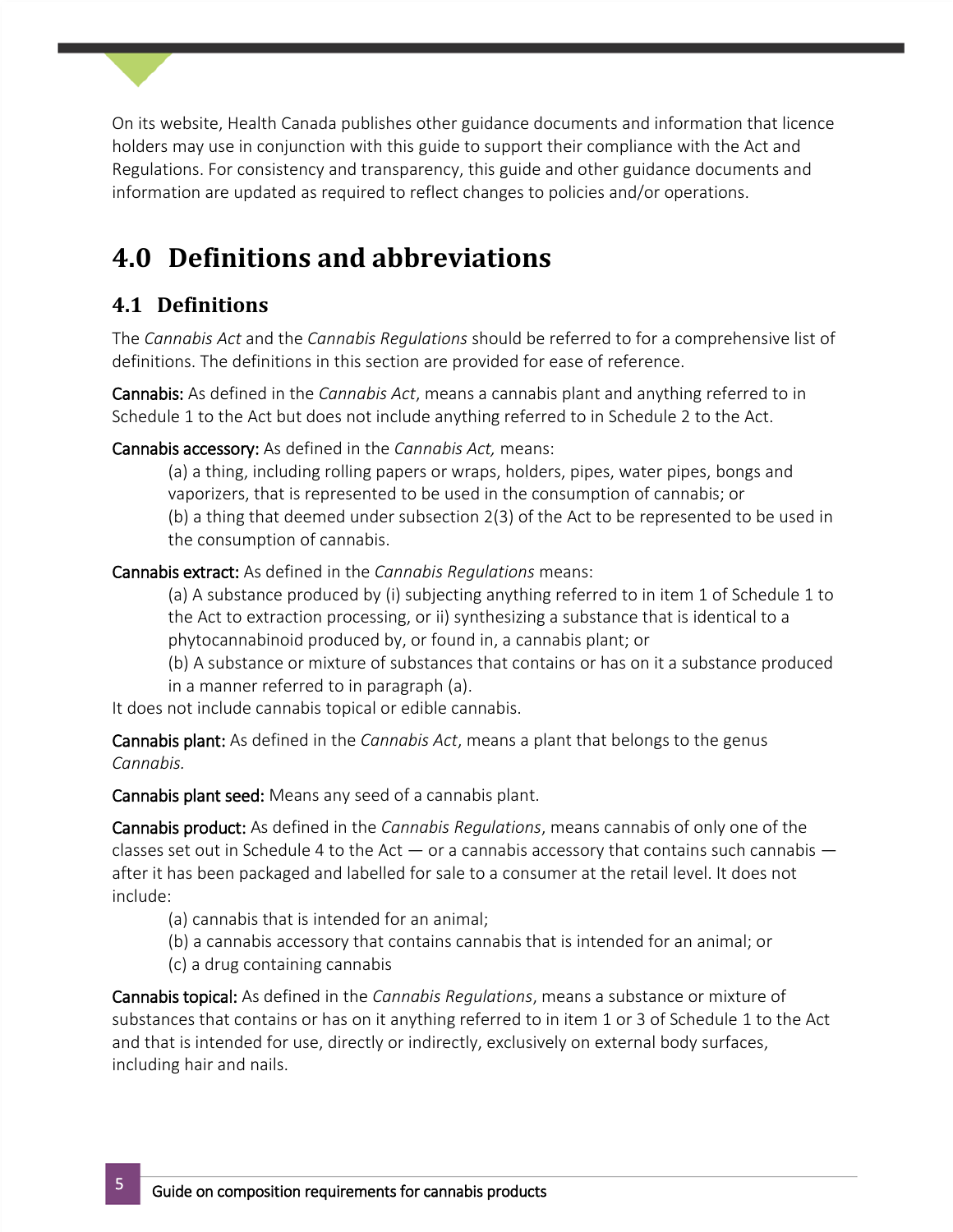On its website, Health Canada publishes other guidance documents and information that licence holders may use in conjunction with this guide to support their compliance with the Act and Regulations. For consistency and transparency, this guide and other guidance documents and information are updated as required to reflect changes to policies and/or operations.

# 4.0 Definitions and abbreviations

## 4.1 Definitions

The *Cannabis Act* and the *Cannabis Regulations* should be referred to for a comprehensive list of definitions. The definitions in this section are provided for ease of reference.

**Cannabis:** As defined in the *Cannabis Act*, means a cannabis plant and anything referred to in Schedule 1 to the Act but does not include anything referred to in Schedule 2 to the Act.

**Cannabis accessory:** As defined in the *Cannabis Act,* means:

(a) a thing, including rolling papers or wraps, holders, pipes, water pipes, bongs and vaporizers, that is represented to be used in the consumption of cannabis; or

(b) a thing that deemed under subsection 2(3) of the Act to be represented to be used in the consumption of cannabis.

**Cannabis extract:** As defined in the *Cannabis Regulations* means:

(a) A substance produced by (i) subjecting anything referred to in item 1 of Schedule 1 to the Act to extraction processing, or ii) synthesizing a substance that is identical to a phytocannabinoid produced by, or found in, a cannabis plant; or

(b) A substance or mixture of substances that contains or has on it a substance produced in a manner referred to in paragraph (a).

It does not include cannabis topical or edible cannabis.

**Cannabis plant:** As defined in the *Cannabis Act*, means a plant that belongs to the genus *Cannabis.*

**Cannabis plant seed:** Means any seed of a cannabis plant.

**Cannabis product:** As defined in the *Cannabis Regulations*, means cannabis of only one of the classes set out in Schedule 4 to the Act — or a cannabis accessory that contains such cannabis — after it has been packaged and labelled for sale to a consumer at the retail level. It does not include:

(a) cannabis that is intended for an animal;

(b) a cannabis accessory that contains cannabis that is intended for an animal; or

(c) a drug containing cannabis

**Cannabis topical:** As defined in the *Cannabis Regulations*, means a substance or mixture of substances that contains or has on it anything referred to in item 1 or 3 of Schedule 1 to the Act and that is intended for use, directly or indirectly, exclusively on external body surfaces, including hair and nails.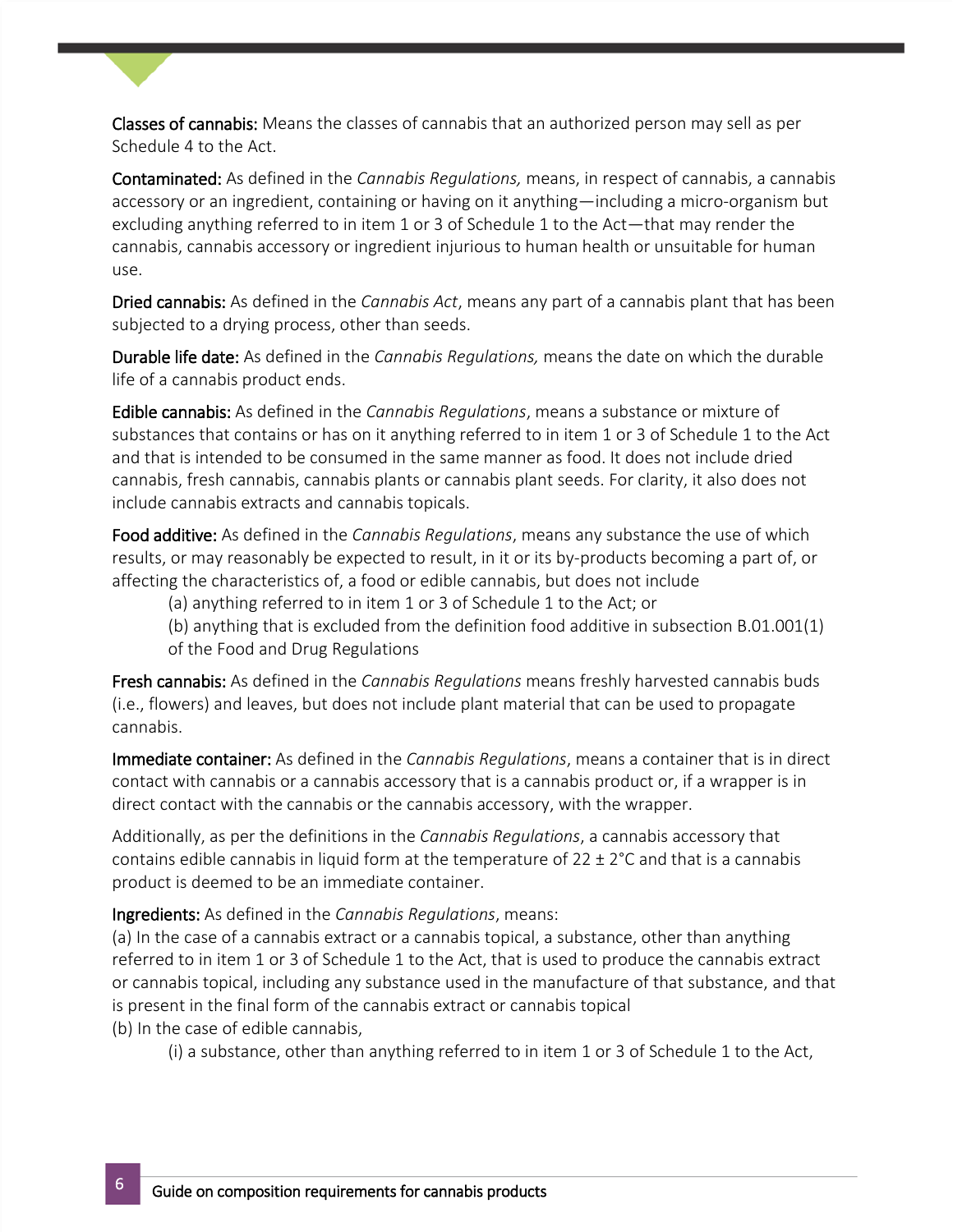**Classes of cannabis:** Means the classes of cannabis that an authorized person may sell as per Schedule 4 to the Act.

**Contaminated:** As defined in the *Cannabis Regulations,* means, in respect of cannabis, a cannabis accessory or an ingredient, containing or having on it anything—including a micro-organism but excluding anything referred to in item 1 or 3 of Schedule 1 to the Act—that may render the cannabis, cannabis accessory or ingredient injurious to human health or unsuitable for human use.

**Dried cannabis:** As defined in the *Cannabis Act*, means any part of a cannabis plant that has been subjected to a drying process, other than seeds.

**Durable life date:** As defined in the *Cannabis Regulations,* means the date on which the durable life of a cannabis product ends.

**Edible cannabis:** As defined in the *Cannabis Regulations*, means a substance or mixture of substances that contains or has on it anything referred to in item 1 or 3 of Schedule 1 to the Act and that is intended to be consumed in the same manner as food. It does not include dried cannabis, fresh cannabis, cannabis plants or cannabis plant seeds. For clarity, it also does not include cannabis extracts and cannabis topicals.

**Food additive:** As defined in the *Cannabis Regulations*, means any substance the use of which results, or may reasonably be expected to result, in it or its by-products becoming a part of, or affecting the characteristics of, a food or edible cannabis, but does not include

(a) anything referred to in item 1 or 3 of Schedule 1 to the Act; or

(b) anything that is excluded from the definition food additive in subsection B.01.001(1) of the Food and Drug Regulations

**Fresh cannabis:** As defined in the *Cannabis Regulations* means freshly harvested cannabis buds (i.e., flowers) and leaves, but does not include plant material that can be used to propagate cannabis.

**Immediate container:** As defined in the *Cannabis Regulations*, means a container that is in direct contact with cannabis or a cannabis accessory that is a cannabis product or, if a wrapper is in direct contact with the cannabis or the cannabis accessory, with the wrapper.

Additionally, as per the definitions in the *Cannabis Regulations*, a cannabis accessory that contains edible cannabis in liquid form at the temperature of 22 ± 2°C and that is a cannabis product is deemed to be an immediate container.

**Ingredients:** As defined in the *Cannabis Regulations*, means:

(a) In the case of a cannabis extract or a cannabis topical, a substance, other than anything referred to in item 1 or 3 of Schedule 1 to the Act, that is used to produce the cannabis extract or cannabis topical, including any substance used in the manufacture of that substance, and that is present in the final form of the cannabis extract or cannabis topical

(b) In the case of edible cannabis,

(i) a substance, other than anything referred to in item 1 or 3 of Schedule 1 to the Act,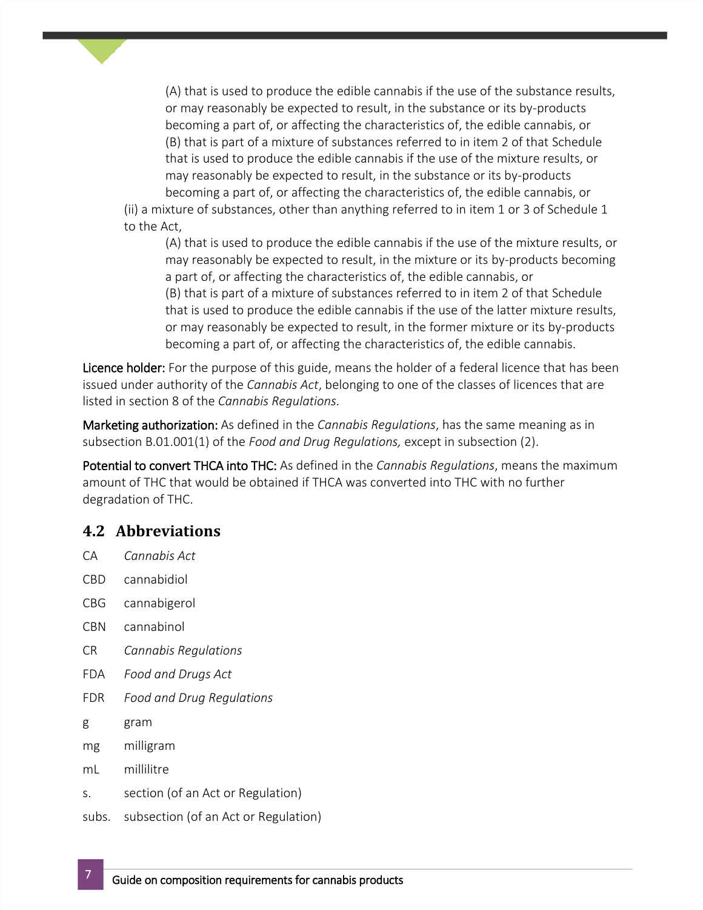(A) that is used to produce the edible cannabis if the use of the substance results, or may reasonably be expected to result, in the substance or its by-products becoming a part of, or affecting the characteristics of, the edible cannabis, or
(B) that is part of a mixture of substances referred to in item 2 of that Schedule that is used to produce the edible cannabis if the use of the mixture results, or may reasonably be expected to result, in the substance or its by-products becoming a part of, or affecting the characteristics of, the edible cannabis, or

(ii) a mixture of substances, other than anything referred to in item 1 or 3 of Schedule 1 to the Act,

(A) that is used to produce the edible cannabis if the use of the mixture results, or may reasonably be expected to result, in the mixture or its by-products becoming a part of, or affecting the characteristics of, the edible cannabis, or
(B) that is part of a mixture of substances referred to in item 2 of that Schedule that is used to produce the edible cannabis if the use of the latter mixture results, or may reasonably be expected to result, in the former mixture or its by-products becoming a part of, or affecting the characteristics of, the edible cannabis.

**Licence holder:** For the purpose of this guide, means the holder of a federal licence that has been issued under authority of the *Cannabis Act*, belonging to one of the classes of licences that are listed in section 8 of the *Cannabis Regulations.*

**Marketing authorization:** As defined in the *Cannabis Regulations*, has the same meaning as in subsection B.01.001(1) of the *Food and Drug Regulations,* except in subsection (2).

**Potential to convert THCA into THC:** As defined in the *Cannabis Regulations*, means the maximum amount of THC that would be obtained if THCA was converted into THC with no further degradation of THC.

## 4.2 Abbreviations

| | |
|---|---|
| CA | *Cannabis Act* |
| CBD | cannabidiol |
| CBG | cannabigerol |
| CBN | cannabinol |
| CR | *Cannabis Regulations* |
| FDA | *Food and Drugs Act* |
| FDR | *Food and Drug Regulations* |
| g | gram |
| mg | milligram |
| mL | millilitre |
| s. | section (of an Act or Regulation) |
| subs. | subsection (of an Act or Regulation) |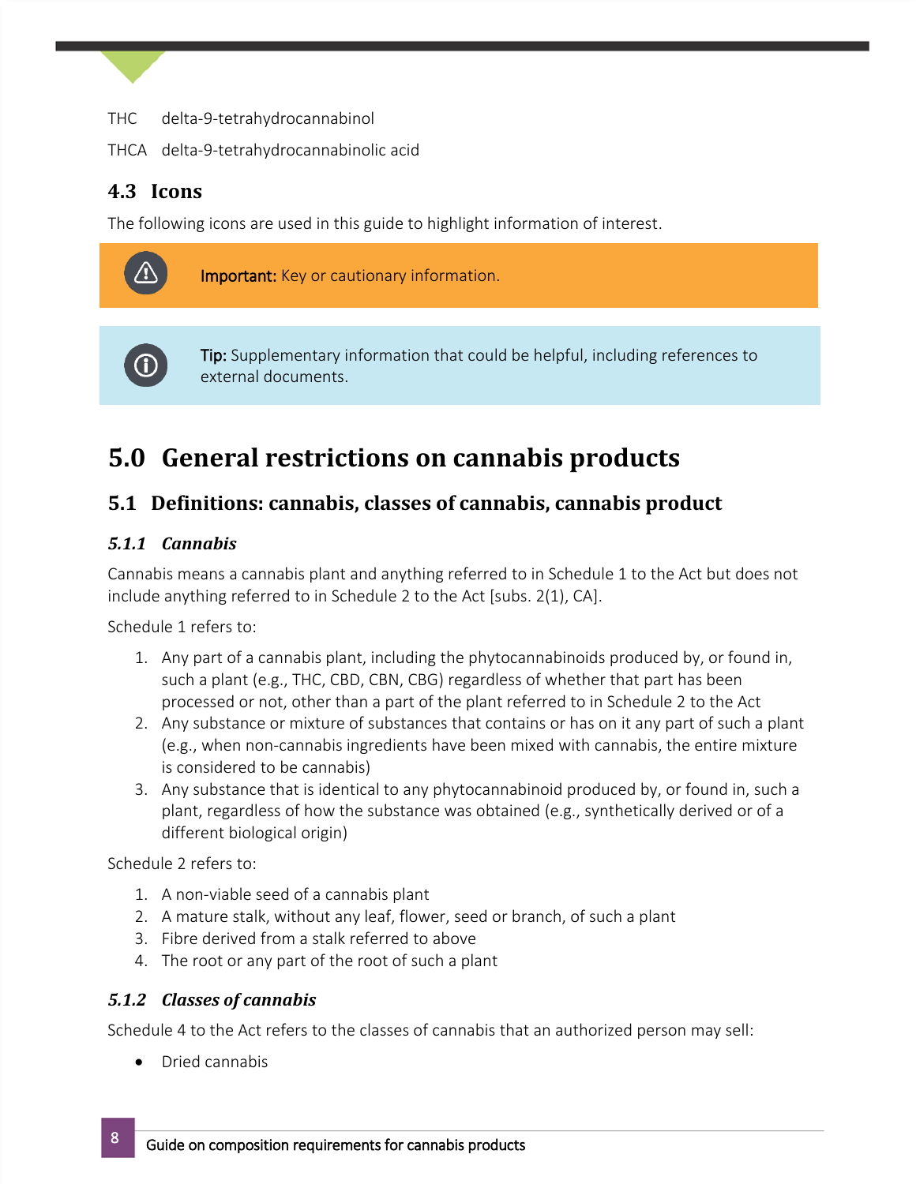THC delta-9-tetrahydrocannabinol

THCA delta-9-tetrahydrocannabinolic acid

### 4.3 Icons

The following icons are used in this guide to highlight information of interest.

> **Important:** Key or cautionary information.

> **Tip:** Supplementary information that could be helpful, including references to external documents.

# 5.0 General restrictions on cannabis products

## 5.1 Definitions: cannabis, classes of cannabis, cannabis product

### *5.1.1 Cannabis*

Cannabis means a cannabis plant and anything referred to in Schedule 1 to the Act but does not include anything referred to in Schedule 2 to the Act [subs. 2(1), CA].

Schedule 1 refers to:

1. Any part of a cannabis plant, including the phytocannabinoids produced by, or found in, such a plant (e.g., THC, CBD, CBN, CBG) regardless of whether that part has been processed or not, other than a part of the plant referred to in Schedule 2 to the Act
2. Any substance or mixture of substances that contains or has on it any part of such a plant (e.g., when non-cannabis ingredients have been mixed with cannabis, the entire mixture is considered to be cannabis)
3. Any substance that is identical to any phytocannabinoid produced by, or found in, such a plant, regardless of how the substance was obtained (e.g., synthetically derived or of a different biological origin)

Schedule 2 refers to:

1. A non-viable seed of a cannabis plant
2. A mature stalk, without any leaf, flower, seed or branch, of such a plant
3. Fibre derived from a stalk referred to above
4. The root or any part of the root of such a plant

### *5.1.2 Classes of cannabis*

Schedule 4 to the Act refers to the classes of cannabis that an authorized person may sell:

- Dried cannabis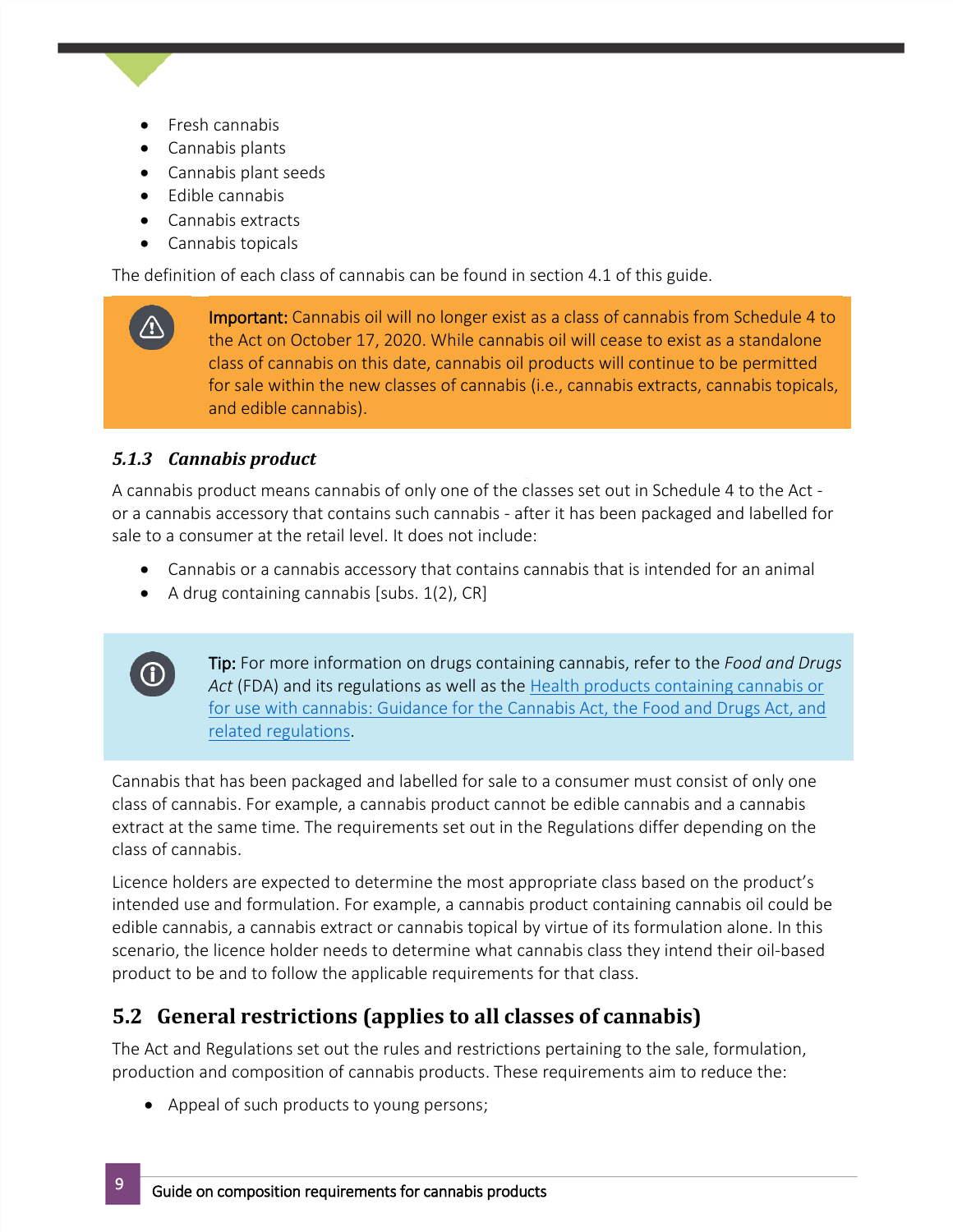- Fresh cannabis
- Cannabis plants
- Cannabis plant seeds
- Edible cannabis
- Cannabis extracts
- Cannabis topicals

The definition of each class of cannabis can be found in section 4.1 of this guide.

> **Important:** Cannabis oil will no longer exist as a class of cannabis from Schedule 4 to the Act on October 17, 2020. While cannabis oil will cease to exist as a standalone class of cannabis on this date, cannabis oil products will continue to be permitted for sale within the new classes of cannabis (i.e., cannabis extracts, cannabis topicals, and edible cannabis).

### *5.1.3 Cannabis product*

A cannabis product means cannabis of only one of the classes set out in Schedule 4 to the Act - or a cannabis accessory that contains such cannabis - after it has been packaged and labelled for sale to a consumer at the retail level. It does not include:

- Cannabis or a cannabis accessory that contains cannabis that is intended for an animal
- A drug containing cannabis [subs. 1(2), CR]

> **Tip:** For more information on drugs containing cannabis, refer to the *Food and Drugs Act* (FDA) and its regulations as well as the Health products containing cannabis or for use with cannabis: Guidance for the Cannabis Act, the Food and Drugs Act, and related regulations.

Cannabis that has been packaged and labelled for sale to a consumer must consist of only one class of cannabis. For example, a cannabis product cannot be edible cannabis and a cannabis extract at the same time. The requirements set out in the Regulations differ depending on the class of cannabis.

Licence holders are expected to determine the most appropriate class based on the product's intended use and formulation. For example, a cannabis product containing cannabis oil could be edible cannabis, a cannabis extract or cannabis topical by virtue of its formulation alone. In this scenario, the licence holder needs to determine what cannabis class they intend their oil-based product to be and to follow the applicable requirements for that class.

## 5.2 General restrictions (applies to all classes of cannabis)

The Act and Regulations set out the rules and restrictions pertaining to the sale, formulation, production and composition of cannabis products. These requirements aim to reduce the:

- Appeal of such products to young persons;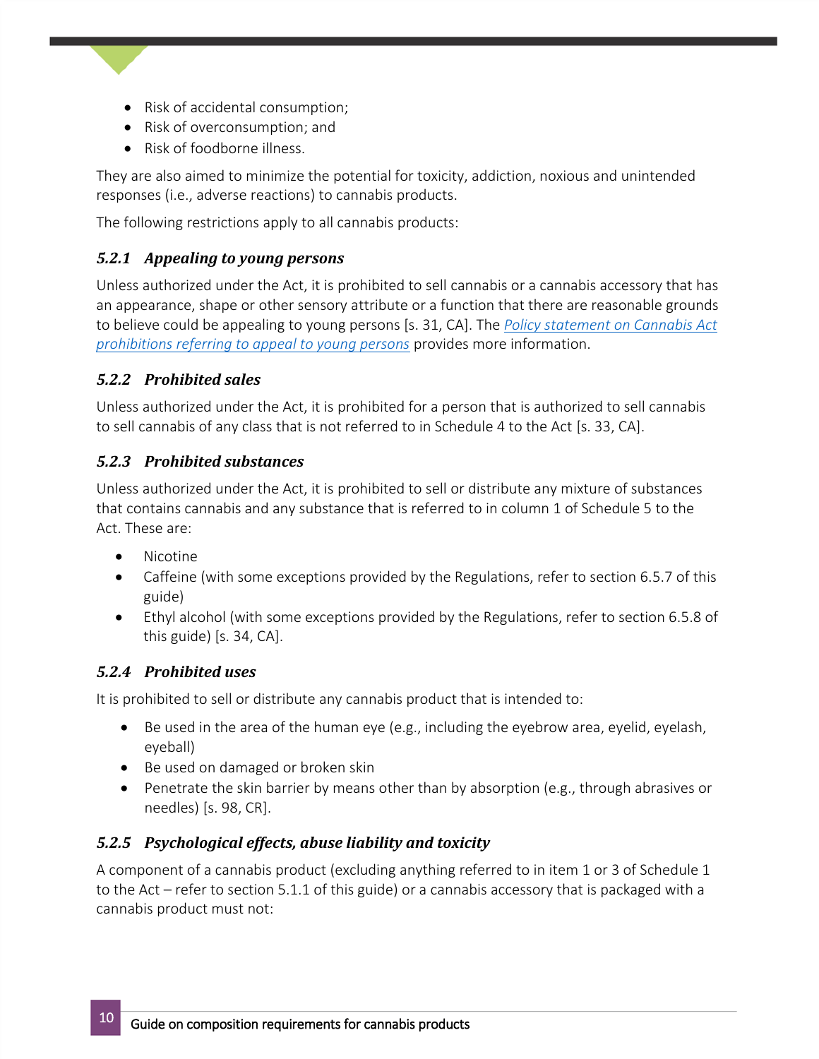- Risk of accidental consumption;
- Risk of overconsumption; and
- Risk of foodborne illness.

They are also aimed to minimize the potential for toxicity, addiction, noxious and unintended responses (i.e., adverse reactions) to cannabis products.

The following restrictions apply to all cannabis products:

### *5.2.1 Appealing to young persons*

Unless authorized under the Act, it is prohibited to sell cannabis or a cannabis accessory that has an appearance, shape or other sensory attribute or a function that there are reasonable grounds to believe could be appealing to young persons [s. 31, CA]. The *Policy statement on Cannabis Act prohibitions referring to appeal to young persons* provides more information.

### *5.2.2 Prohibited sales*

Unless authorized under the Act, it is prohibited for a person that is authorized to sell cannabis to sell cannabis of any class that is not referred to in Schedule 4 to the Act [s. 33, CA].

### *5.2.3 Prohibited substances*

Unless authorized under the Act, it is prohibited to sell or distribute any mixture of substances that contains cannabis and any substance that is referred to in column 1 of Schedule 5 to the Act. These are:

- Nicotine
- Caffeine (with some exceptions provided by the Regulations, refer to section 6.5.7 of this guide)
- Ethyl alcohol (with some exceptions provided by the Regulations, refer to section 6.5.8 of this guide) [s. 34, CA].

### *5.2.4 Prohibited uses*

It is prohibited to sell or distribute any cannabis product that is intended to:

- Be used in the area of the human eye (e.g., including the eyebrow area, eyelid, eyelash, eyeball)
- Be used on damaged or broken skin
- Penetrate the skin barrier by means other than by absorption (e.g., through abrasives or needles) [s. 98, CR].

### *5.2.5 Psychological effects, abuse liability and toxicity*

A component of a cannabis product (excluding anything referred to in item 1 or 3 of Schedule 1 to the Act – refer to section 5.1.1 of this guide) or a cannabis accessory that is packaged with a cannabis product must not: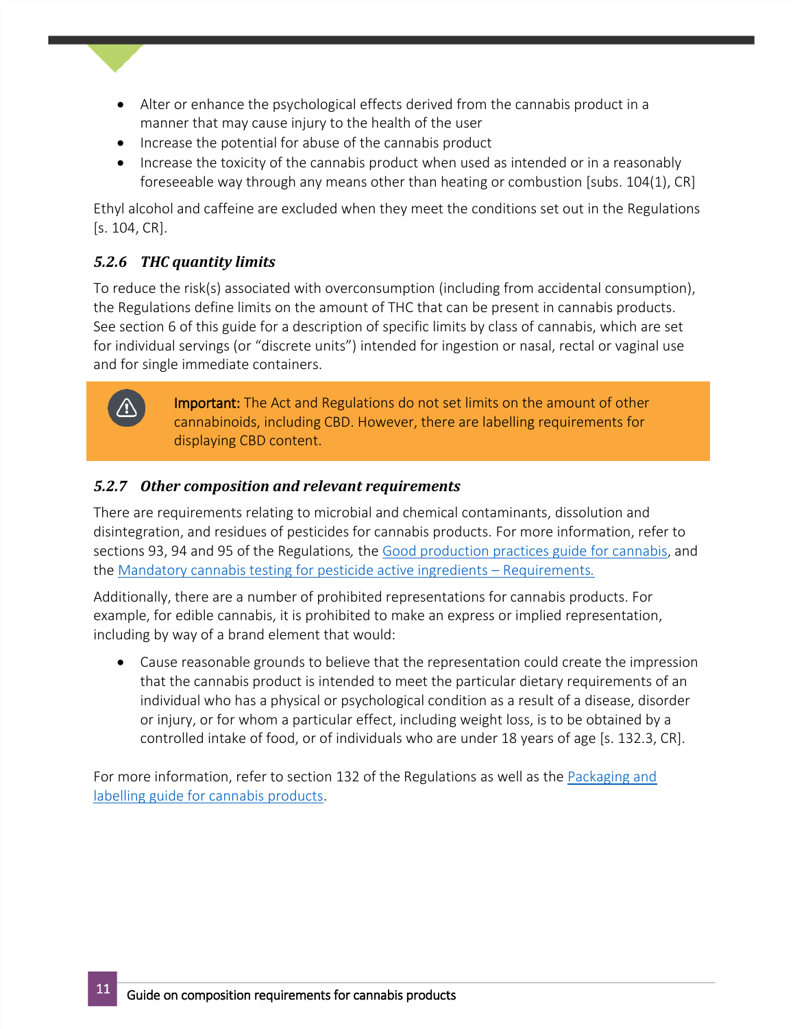- Alter or enhance the psychological effects derived from the cannabis product in a manner that may cause injury to the health of the user
- Increase the potential for abuse of the cannabis product
- Increase the toxicity of the cannabis product when used as intended or in a reasonably foreseeable way through any means other than heating or combustion [subs. 104(1), CR]

Ethyl alcohol and caffeine are excluded when they meet the conditions set out in the Regulations [s. 104, CR].

### *5.2.6 THC quantity limits*

To reduce the risk(s) associated with overconsumption (including from accidental consumption), the Regulations define limits on the amount of THC that can be present in cannabis products. See section 6 of this guide for a description of specific limits by class of cannabis, which are set for individual servings (or "discrete units") intended for ingestion or nasal, rectal or vaginal use and for single immediate containers.

> **Important:** The Act and Regulations do not set limits on the amount of other cannabinoids, including CBD. However, there are labelling requirements for displaying CBD content.

### *5.2.7 Other composition and relevant requirements*

There are requirements relating to microbial and chemical contaminants, dissolution and disintegration, and residues of pesticides for cannabis products. For more information, refer to sections 93, 94 and 95 of the Regulations, the Good production practices guide for cannabis, and the Mandatory cannabis testing for pesticide active ingredients – Requirements.

Additionally, there are a number of prohibited representations for cannabis products. For example, for edible cannabis, it is prohibited to make an express or implied representation, including by way of a brand element that would:

- Cause reasonable grounds to believe that the representation could create the impression that the cannabis product is intended to meet the particular dietary requirements of an individual who has a physical or psychological condition as a result of a disease, disorder or injury, or for whom a particular effect, including weight loss, is to be obtained by a controlled intake of food, or of individuals who are under 18 years of age [s. 132.3, CR].

For more information, refer to section 132 of the Regulations as well as the Packaging and labelling guide for cannabis products.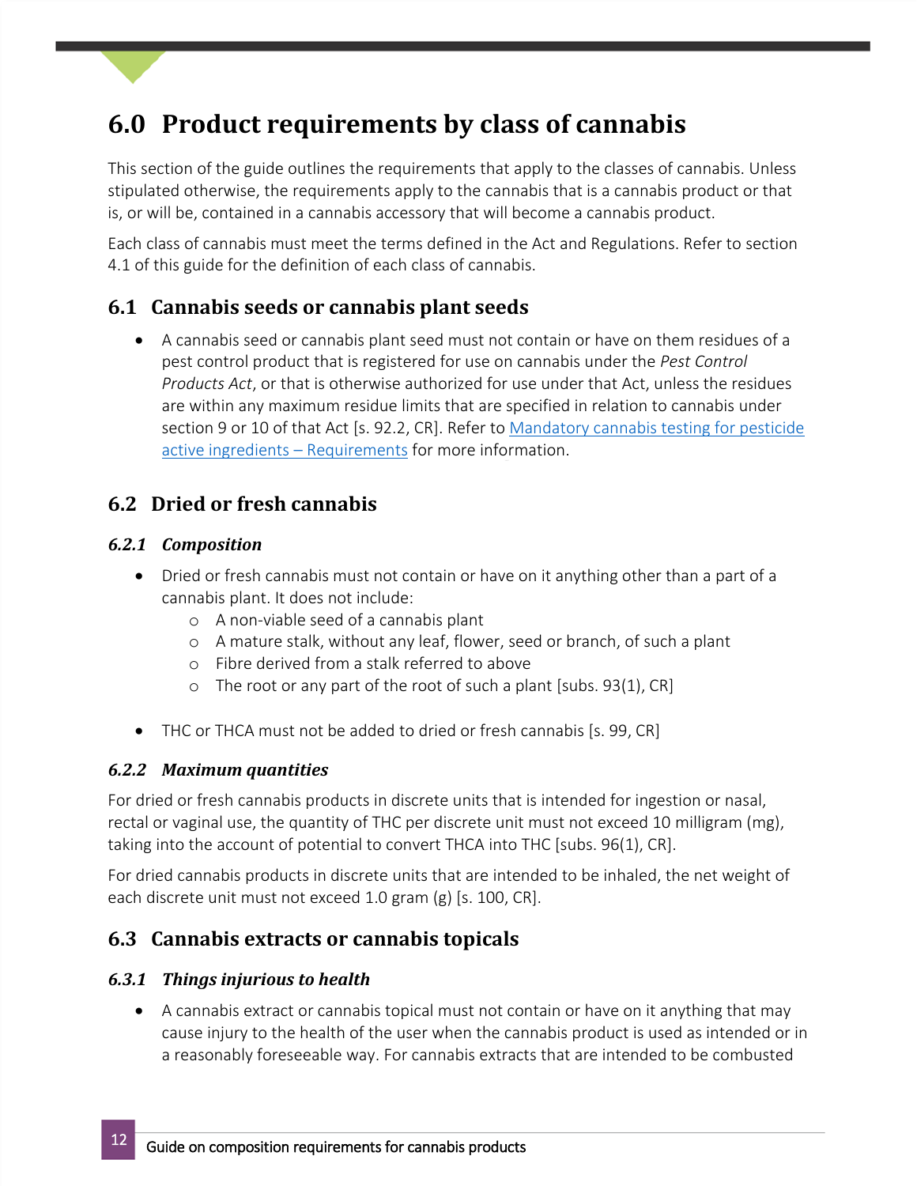# 6.0 Product requirements by class of cannabis

This section of the guide outlines the requirements that apply to the classes of cannabis. Unless stipulated otherwise, the requirements apply to the cannabis that is a cannabis product or that is, or will be, contained in a cannabis accessory that will become a cannabis product.

Each class of cannabis must meet the terms defined in the Act and Regulations. Refer to section 4.1 of this guide for the definition of each class of cannabis.

## 6.1 Cannabis seeds or cannabis plant seeds

- A cannabis seed or cannabis plant seed must not contain or have on them residues of a pest control product that is registered for use on cannabis under the *Pest Control Products Act*, or that is otherwise authorized for use under that Act, unless the residues are within any maximum residue limits that are specified in relation to cannabis under section 9 or 10 of that Act [s. 92.2, CR]. Refer to Mandatory cannabis testing for pesticide active ingredients – Requirements for more information.

## 6.2 Dried or fresh cannabis

### 6.2.1 Composition

- Dried or fresh cannabis must not contain or have on it anything other than a part of a cannabis plant. It does not include:
  - A non-viable seed of a cannabis plant
  - A mature stalk, without any leaf, flower, seed or branch, of such a plant
  - Fibre derived from a stalk referred to above
  - The root or any part of the root of such a plant [subs. 93(1), CR]
- THC or THCA must not be added to dried or fresh cannabis [s. 99, CR]

### 6.2.2 Maximum quantities

For dried or fresh cannabis products in discrete units that is intended for ingestion or nasal, rectal or vaginal use, the quantity of THC per discrete unit must not exceed 10 milligram (mg), taking into the account of potential to convert THCA into THC [subs. 96(1), CR].

For dried cannabis products in discrete units that are intended to be inhaled, the net weight of each discrete unit must not exceed 1.0 gram (g) [s. 100, CR].

## 6.3 Cannabis extracts or cannabis topicals

### 6.3.1 Things injurious to health

- A cannabis extract or cannabis topical must not contain or have on it anything that may cause injury to the health of the user when the cannabis product is used as intended or in a reasonably foreseeable way. For cannabis extracts that are intended to be combusted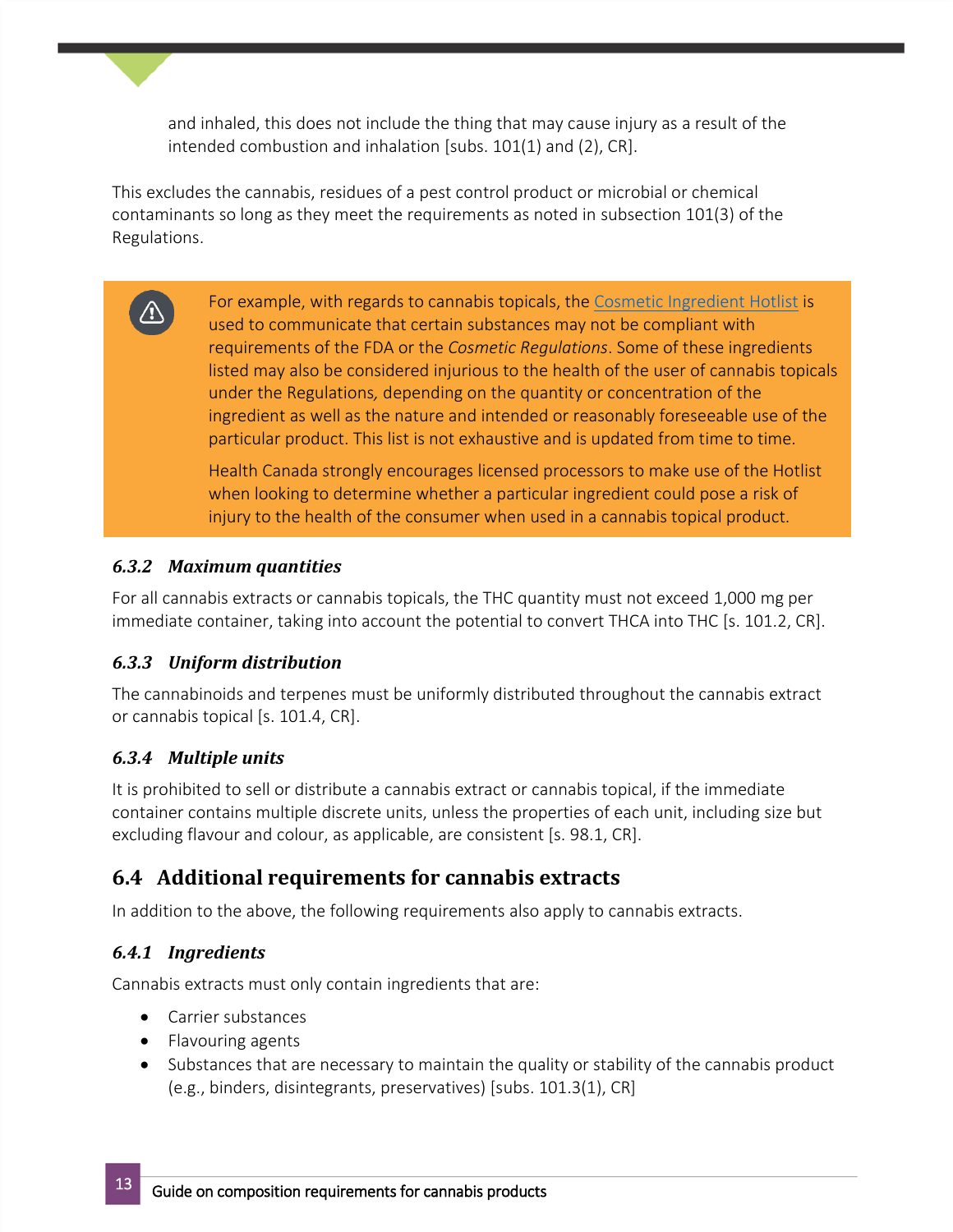and inhaled, this does not include the thing that may cause injury as a result of the intended combustion and inhalation [subs. 101(1) and (2), CR].

This excludes the cannabis, residues of a pest control product or microbial or chemical contaminants so long as they meet the requirements as noted in subsection 101(3) of the Regulations.

> For example, with regards to cannabis topicals, the Cosmetic Ingredient Hotlist is used to communicate that certain substances may not be compliant with requirements of the FDA or the *Cosmetic Regulations*. Some of these ingredients listed may also be considered injurious to the health of the user of cannabis topicals under the Regulations, depending on the quantity or concentration of the ingredient as well as the nature and intended or reasonably foreseeable use of the particular product. This list is not exhaustive and is updated from time to time.
>
> Health Canada strongly encourages licensed processors to make use of the Hotlist when looking to determine whether a particular ingredient could pose a risk of injury to the health of the consumer when used in a cannabis topical product.

#### *6.3.2 Maximum quantities*

For all cannabis extracts or cannabis topicals, the THC quantity must not exceed 1,000 mg per immediate container, taking into account the potential to convert THCA into THC [s. 101.2, CR].

#### *6.3.3 Uniform distribution*

The cannabinoids and terpenes must be uniformly distributed throughout the cannabis extract or cannabis topical [s. 101.4, CR].

#### *6.3.4 Multiple units*

It is prohibited to sell or distribute a cannabis extract or cannabis topical, if the immediate container contains multiple discrete units, unless the properties of each unit, including size but excluding flavour and colour, as applicable, are consistent [s. 98.1, CR].

### 6.4 Additional requirements for cannabis extracts

In addition to the above, the following requirements also apply to cannabis extracts.

#### *6.4.1 Ingredients*

Cannabis extracts must only contain ingredients that are:

- Carrier substances
- Flavouring agents
- Substances that are necessary to maintain the quality or stability of the cannabis product (e.g., binders, disintegrants, preservatives) [subs. 101.3(1), CR]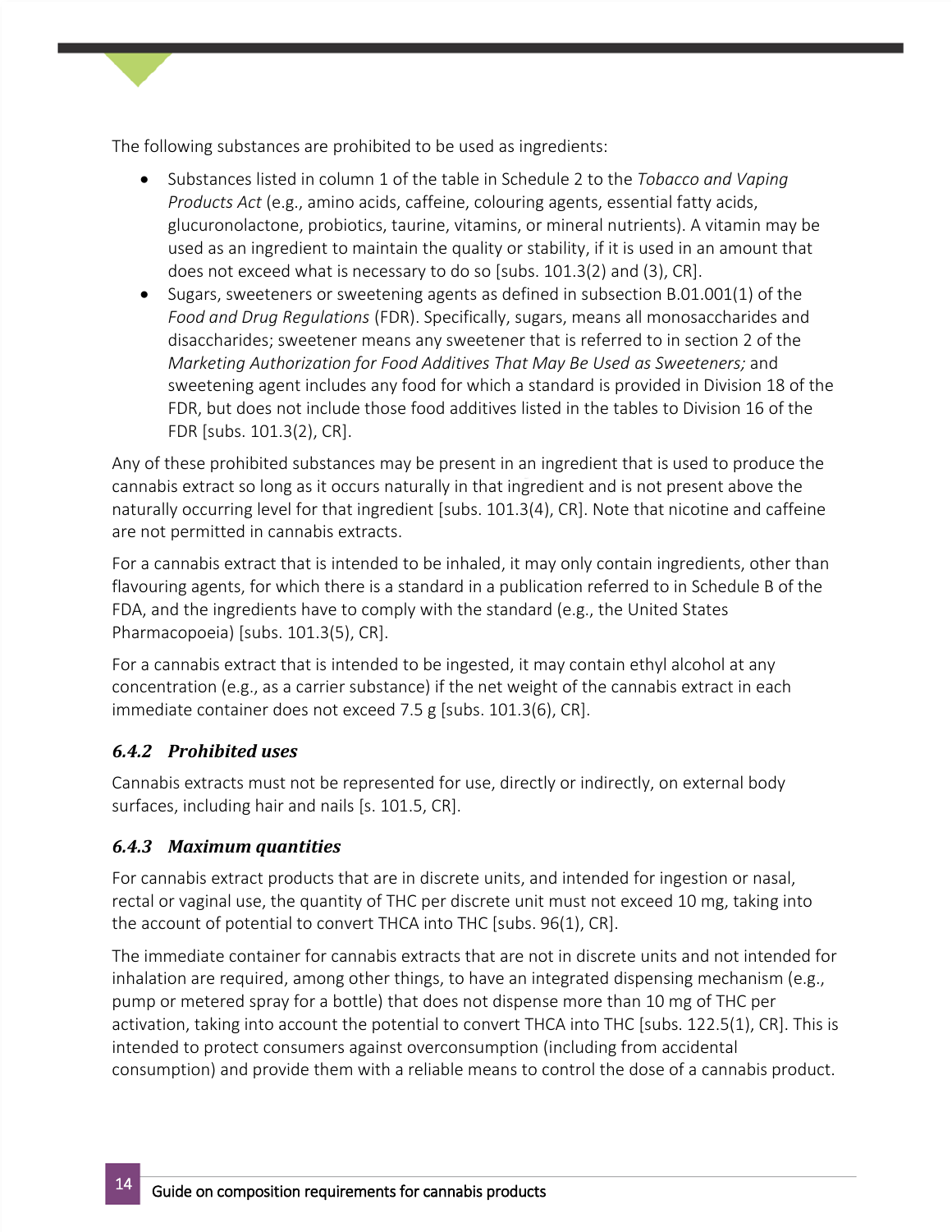The following substances are prohibited to be used as ingredients:

- Substances listed in column 1 of the table in Schedule 2 to the *Tobacco and Vaping Products Act* (e.g., amino acids, caffeine, colouring agents, essential fatty acids, glucuronolactone, probiotics, taurine, vitamins, or mineral nutrients). A vitamin may be used as an ingredient to maintain the quality or stability, if it is used in an amount that does not exceed what is necessary to do so [subs. 101.3(2) and (3), CR].
- Sugars, sweeteners or sweetening agents as defined in subsection B.01.001(1) of the *Food and Drug Regulations* (FDR). Specifically, sugars, means all monosaccharides and disaccharides; sweetener means any sweetener that is referred to in section 2 of the *Marketing Authorization for Food Additives That May Be Used as Sweeteners;* and sweetening agent includes any food for which a standard is provided in Division 18 of the FDR, but does not include those food additives listed in the tables to Division 16 of the FDR [subs. 101.3(2), CR].

Any of these prohibited substances may be present in an ingredient that is used to produce the cannabis extract so long as it occurs naturally in that ingredient and is not present above the naturally occurring level for that ingredient [subs. 101.3(4), CR]. Note that nicotine and caffeine are not permitted in cannabis extracts.

For a cannabis extract that is intended to be inhaled, it may only contain ingredients, other than flavouring agents, for which there is a standard in a publication referred to in Schedule B of the FDA, and the ingredients have to comply with the standard (e.g., the United States Pharmacopoeia) [subs. 101.3(5), CR].

For a cannabis extract that is intended to be ingested, it may contain ethyl alcohol at any concentration (e.g., as a carrier substance) if the net weight of the cannabis extract in each immediate container does not exceed 7.5 g [subs. 101.3(6), CR].

### *6.4.2 Prohibited uses*

Cannabis extracts must not be represented for use, directly or indirectly, on external body surfaces, including hair and nails [s. 101.5, CR].

### *6.4.3 Maximum quantities*

For cannabis extract products that are in discrete units, and intended for ingestion or nasal, rectal or vaginal use, the quantity of THC per discrete unit must not exceed 10 mg, taking into the account of potential to convert THCA into THC [subs. 96(1), CR].

The immediate container for cannabis extracts that are not in discrete units and not intended for inhalation are required, among other things, to have an integrated dispensing mechanism (e.g., pump or metered spray for a bottle) that does not dispense more than 10 mg of THC per activation, taking into account the potential to convert THCA into THC [subs. 122.5(1), CR]. This is intended to protect consumers against overconsumption (including from accidental consumption) and provide them with a reliable means to control the dose of a cannabis product.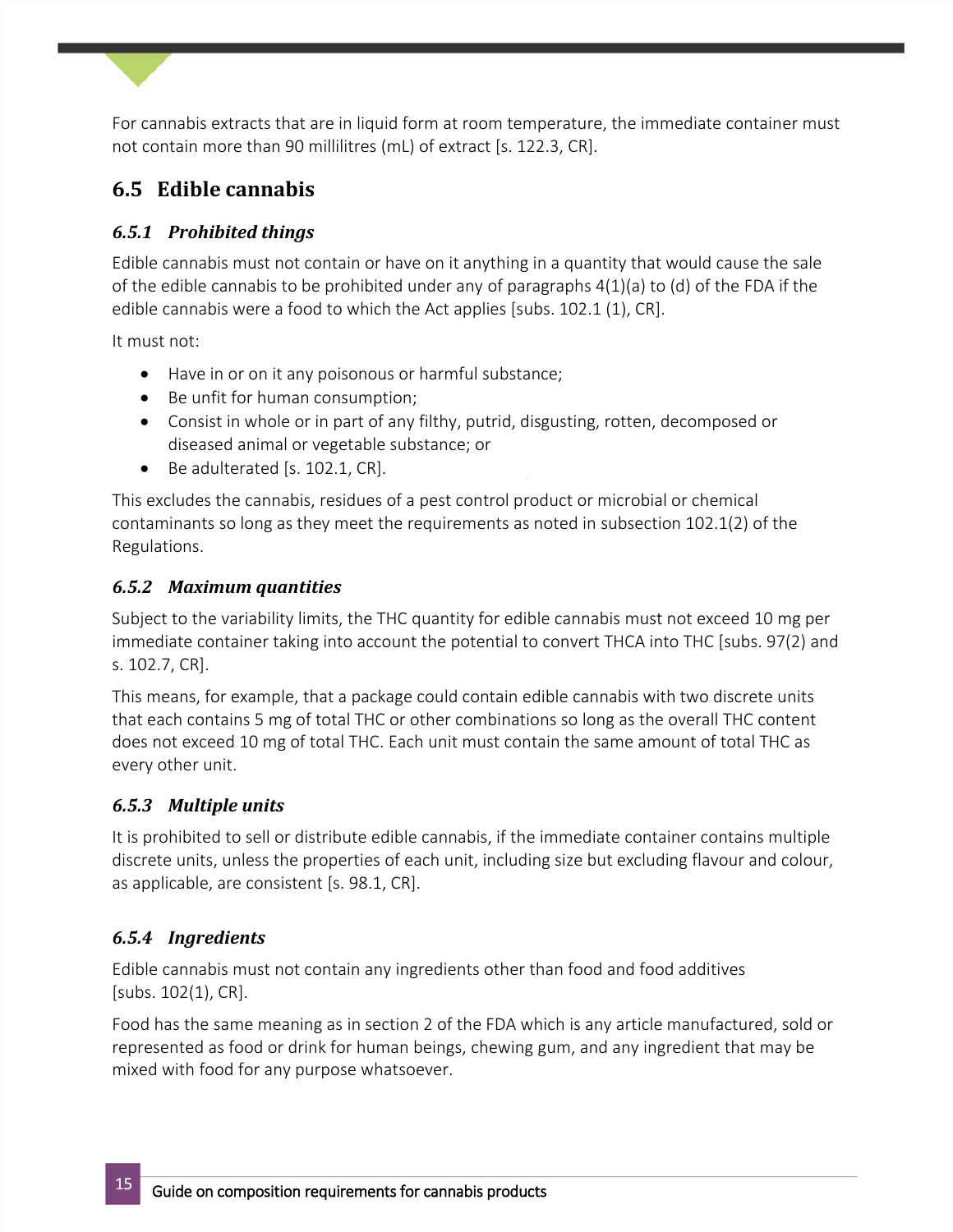For cannabis extracts that are in liquid form at room temperature, the immediate container must not contain more than 90 millilitres (mL) of extract [s. 122.3, CR].

## 6.5 Edible cannabis

### *6.5.1 Prohibited things*

Edible cannabis must not contain or have on it anything in a quantity that would cause the sale of the edible cannabis to be prohibited under any of paragraphs 4(1)(a) to (d) of the FDA if the edible cannabis were a food to which the Act applies [subs. 102.1 (1), CR].

It must not:

- Have in or on it any poisonous or harmful substance;
- Be unfit for human consumption;
- Consist in whole or in part of any filthy, putrid, disgusting, rotten, decomposed or diseased animal or vegetable substance; or
- Be adulterated [s. 102.1, CR].

This excludes the cannabis, residues of a pest control product or microbial or chemical contaminants so long as they meet the requirements as noted in subsection 102.1(2) of the Regulations.

### *6.5.2 Maximum quantities*

Subject to the variability limits, the THC quantity for edible cannabis must not exceed 10 mg per immediate container taking into account the potential to convert THCA into THC [subs. 97(2) and s. 102.7, CR].

This means, for example, that a package could contain edible cannabis with two discrete units that each contains 5 mg of total THC or other combinations so long as the overall THC content does not exceed 10 mg of total THC. Each unit must contain the same amount of total THC as every other unit.

### *6.5.3 Multiple units*

It is prohibited to sell or distribute edible cannabis, if the immediate container contains multiple discrete units, unless the properties of each unit, including size but excluding flavour and colour, as applicable, are consistent [s. 98.1, CR].

### *6.5.4 Ingredients*

Edible cannabis must not contain any ingredients other than food and food additives [subs. 102(1), CR].

Food has the same meaning as in section 2 of the FDA which is any article manufactured, sold or represented as food or drink for human beings, chewing gum, and any ingredient that may be mixed with food for any purpose whatsoever.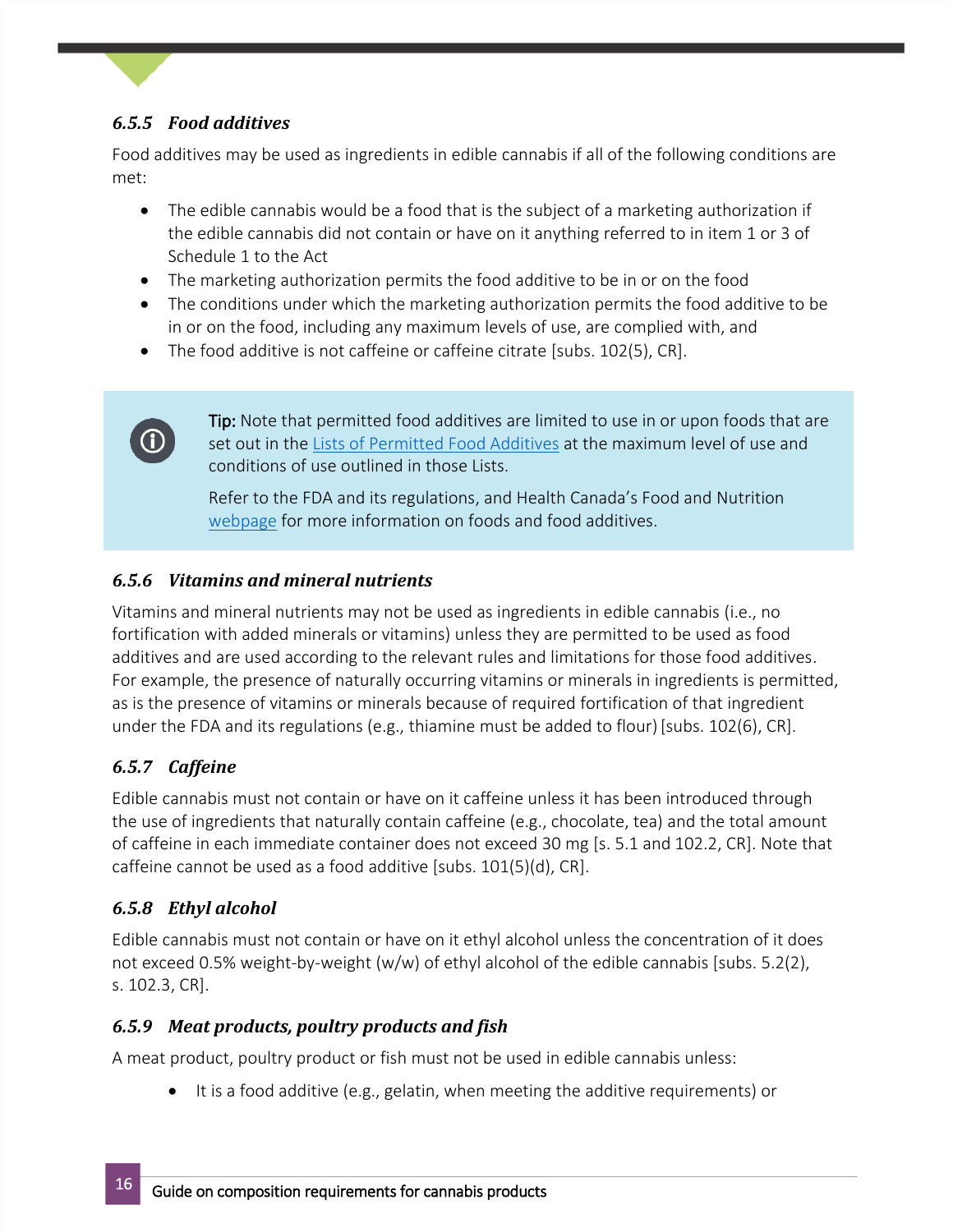### *6.5.5 Food additives*

Food additives may be used as ingredients in edible cannabis if all of the following conditions are met:

- The edible cannabis would be a food that is the subject of a marketing authorization if the edible cannabis did not contain or have on it anything referred to in item 1 or 3 of Schedule 1 to the Act
- The marketing authorization permits the food additive to be in or on the food
- The conditions under which the marketing authorization permits the food additive to be in or on the food, including any maximum levels of use, are complied with, and
- The food additive is not caffeine or caffeine citrate [subs. 102(5), CR].

> **Tip:** Note that permitted food additives are limited to use in or upon foods that are set out in the Lists of Permitted Food Additives at the maximum level of use and conditions of use outlined in those Lists.
>
> Refer to the FDA and its regulations, and Health Canada's Food and Nutrition webpage for more information on foods and food additives.

### *6.5.6 Vitamins and mineral nutrients*

Vitamins and mineral nutrients may not be used as ingredients in edible cannabis (i.e., no fortification with added minerals or vitamins) unless they are permitted to be used as food additives and are used according to the relevant rules and limitations for those food additives. For example, the presence of naturally occurring vitamins or minerals in ingredients is permitted, as is the presence of vitamins or minerals because of required fortification of that ingredient under the FDA and its regulations (e.g., thiamine must be added to flour) [subs. 102(6), CR].

### *6.5.7 Caffeine*

Edible cannabis must not contain or have on it caffeine unless it has been introduced through the use of ingredients that naturally contain caffeine (e.g., chocolate, tea) and the total amount of caffeine in each immediate container does not exceed 30 mg [s. 5.1 and 102.2, CR]. Note that caffeine cannot be used as a food additive [subs. 101(5)(d), CR].

### *6.5.8 Ethyl alcohol*

Edible cannabis must not contain or have on it ethyl alcohol unless the concentration of it does not exceed 0.5% weight-by-weight (w/w) of ethyl alcohol of the edible cannabis [subs. 5.2(2), s. 102.3, CR].

### *6.5.9 Meat products, poultry products and fish*

A meat product, poultry product or fish must not be used in edible cannabis unless:

- It is a food additive (e.g., gelatin, when meeting the additive requirements) or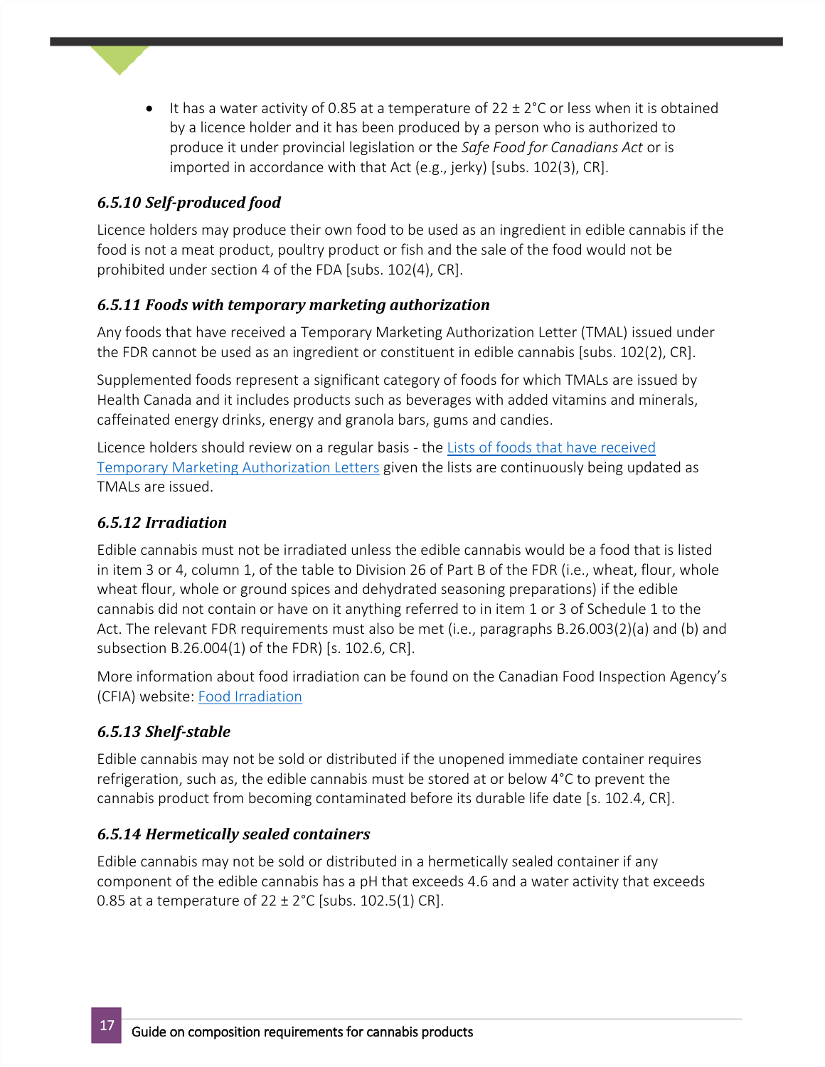- It has a water activity of 0.85 at a temperature of 22 ± 2°C or less when it is obtained by a licence holder and it has been produced by a person who is authorized to produce it under provincial legislation or the *Safe Food for Canadians Act* or is imported in accordance with that Act (e.g., jerky) [subs. 102(3), CR].

### *6.5.10 Self-produced food*

Licence holders may produce their own food to be used as an ingredient in edible cannabis if the food is not a meat product, poultry product or fish and the sale of the food would not be prohibited under section 4 of the FDA [subs. 102(4), CR].

### *6.5.11 Foods with temporary marketing authorization*

Any foods that have received a Temporary Marketing Authorization Letter (TMAL) issued under the FDR cannot be used as an ingredient or constituent in edible cannabis [subs. 102(2), CR].

Supplemented foods represent a significant category of foods for which TMALs are issued by Health Canada and it includes products such as beverages with added vitamins and minerals, caffeinated energy drinks, energy and granola bars, gums and candies.

Licence holders should review on a regular basis - the Lists of foods that have received Temporary Marketing Authorization Letters given the lists are continuously being updated as TMALs are issued.

### *6.5.12 Irradiation*

Edible cannabis must not be irradiated unless the edible cannabis would be a food that is listed in item 3 or 4, column 1, of the table to Division 26 of Part B of the FDR (i.e., wheat, flour, whole wheat flour, whole or ground spices and dehydrated seasoning preparations) if the edible cannabis did not contain or have on it anything referred to in item 1 or 3 of Schedule 1 to the Act. The relevant FDR requirements must also be met (i.e., paragraphs B.26.003(2)(a) and (b) and subsection B.26.004(1) of the FDR) [s. 102.6, CR].

More information about food irradiation can be found on the Canadian Food Inspection Agency's (CFIA) website: Food Irradiation

### *6.5.13 Shelf-stable*

Edible cannabis may not be sold or distributed if the unopened immediate container requires refrigeration, such as, the edible cannabis must be stored at or below 4°C to prevent the cannabis product from becoming contaminated before its durable life date [s. 102.4, CR].

### *6.5.14 Hermetically sealed containers*

Edible cannabis may not be sold or distributed in a hermetically sealed container if any component of the edible cannabis has a pH that exceeds 4.6 and a water activity that exceeds 0.85 at a temperature of 22 ± 2°C [subs. 102.5(1) CR].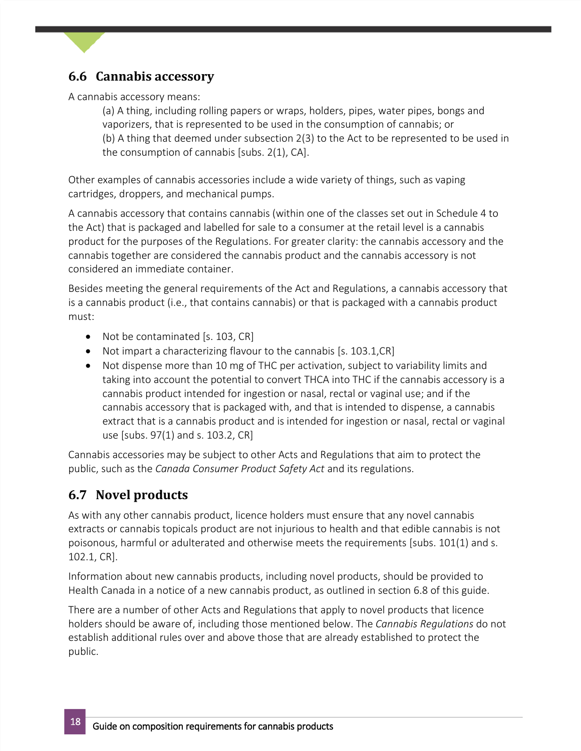## 6.6 Cannabis accessory

A cannabis accessory means:

(a) A thing, including rolling papers or wraps, holders, pipes, water pipes, bongs and vaporizers, that is represented to be used in the consumption of cannabis; or

(b) A thing that deemed under subsection 2(3) to the Act to be represented to be used in the consumption of cannabis [subs. 2(1), CA].

Other examples of cannabis accessories include a wide variety of things, such as vaping cartridges, droppers, and mechanical pumps.

A cannabis accessory that contains cannabis (within one of the classes set out in Schedule 4 to the Act) that is packaged and labelled for sale to a consumer at the retail level is a cannabis product for the purposes of the Regulations. For greater clarity: the cannabis accessory and the cannabis together are considered the cannabis product and the cannabis accessory is not considered an immediate container.

Besides meeting the general requirements of the Act and Regulations, a cannabis accessory that is a cannabis product (i.e., that contains cannabis) or that is packaged with a cannabis product must:

- Not be contaminated [s. 103, CR]
- Not impart a characterizing flavour to the cannabis [s. 103.1,CR]
- Not dispense more than 10 mg of THC per activation, subject to variability limits and taking into account the potential to convert THCA into THC if the cannabis accessory is a cannabis product intended for ingestion or nasal, rectal or vaginal use; and if the cannabis accessory that is packaged with, and that is intended to dispense, a cannabis extract that is a cannabis product and is intended for ingestion or nasal, rectal or vaginal use [subs. 97(1) and s. 103.2, CR]

Cannabis accessories may be subject to other Acts and Regulations that aim to protect the public, such as the *Canada Consumer Product Safety Act* and its regulations.

## 6.7 Novel products

As with any other cannabis product, licence holders must ensure that any novel cannabis extracts or cannabis topicals product are not injurious to health and that edible cannabis is not poisonous, harmful or adulterated and otherwise meets the requirements [subs. 101(1) and s. 102.1, CR].

Information about new cannabis products, including novel products, should be provided to Health Canada in a notice of a new cannabis product, as outlined in section 6.8 of this guide.

There are a number of other Acts and Regulations that apply to novel products that licence holders should be aware of, including those mentioned below. The *Cannabis Regulations* do not establish additional rules over and above those that are already established to protect the public.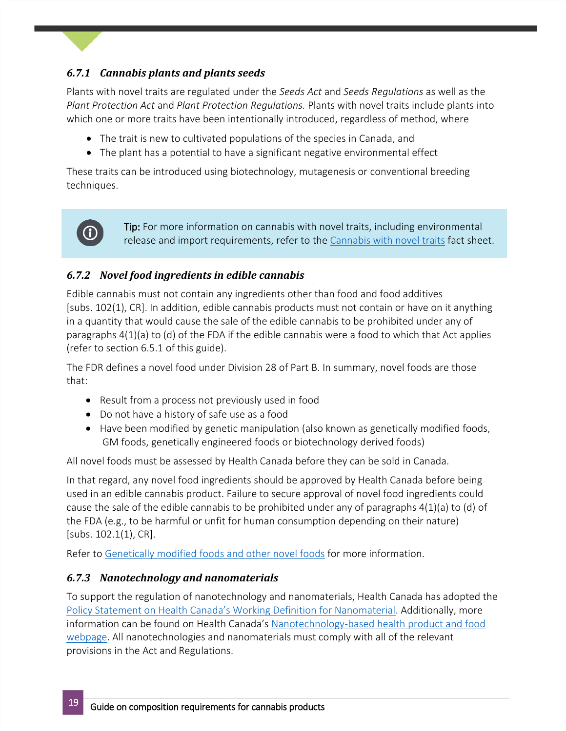### *6.7.1 Cannabis plants and plants seeds*

Plants with novel traits are regulated under the *Seeds Act* and *Seeds Regulations* as well as the *Plant Protection Act* and *Plant Protection Regulations.* Plants with novel traits include plants into which one or more traits have been intentionally introduced, regardless of method, where

- The trait is new to cultivated populations of the species in Canada, and
- The plant has a potential to have a significant negative environmental effect

These traits can be introduced using biotechnology, mutagenesis or conventional breeding techniques.

> **Tip:** For more information on cannabis with novel traits, including environmental release and import requirements, refer to the Cannabis with novel traits fact sheet.

### *6.7.2 Novel food ingredients in edible cannabis*

Edible cannabis must not contain any ingredients other than food and food additives [subs. 102(1), CR]. In addition, edible cannabis products must not contain or have on it anything in a quantity that would cause the sale of the edible cannabis to be prohibited under any of paragraphs 4(1)(a) to (d) of the FDA if the edible cannabis were a food to which that Act applies (refer to section 6.5.1 of this guide).

The FDR defines a novel food under Division 28 of Part B. In summary, novel foods are those that:

- Result from a process not previously used in food
- Do not have a history of safe use as a food
- Have been modified by genetic manipulation (also known as genetically modified foods, GM foods, genetically engineered foods or biotechnology derived foods)

All novel foods must be assessed by Health Canada before they can be sold in Canada.

In that regard, any novel food ingredients should be approved by Health Canada before being used in an edible cannabis product. Failure to secure approval of novel food ingredients could cause the sale of the edible cannabis to be prohibited under any of paragraphs 4(1)(a) to (d) of the FDA (e.g., to be harmful or unfit for human consumption depending on their nature) [subs. 102.1(1), CR].

Refer to Genetically modified foods and other novel foods for more information.

### *6.7.3 Nanotechnology and nanomaterials*

To support the regulation of nanotechnology and nanomaterials, Health Canada has adopted the Policy Statement on Health Canada's Working Definition for Nanomaterial. Additionally, more information can be found on Health Canada's Nanotechnology-based health product and food webpage. All nanotechnologies and nanomaterials must comply with all of the relevant provisions in the Act and Regulations.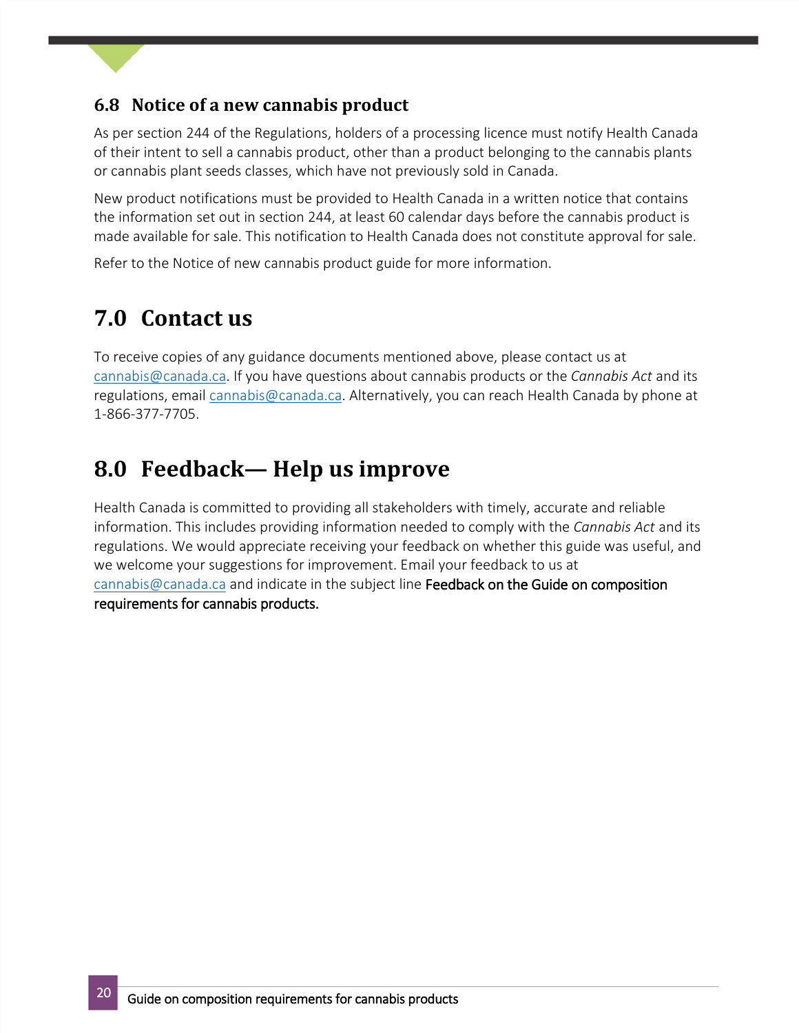### 6.8 Notice of a new cannabis product

As per section 244 of the Regulations, holders of a processing licence must notify Health Canada of their intent to sell a cannabis product, other than a product belonging to the cannabis plants or cannabis plant seeds classes, which have not previously sold in Canada.

New product notifications must be provided to Health Canada in a written notice that contains the information set out in section 244, at least 60 calendar days before the cannabis product is made available for sale. This notification to Health Canada does not constitute approval for sale.

Refer to the Notice of new cannabis product guide for more information.

## 7.0 Contact us

To receive copies of any guidance documents mentioned above, please contact us at cannabis@canada.ca. If you have questions about cannabis products or the *Cannabis Act* and its regulations, email cannabis@canada.ca. Alternatively, you can reach Health Canada by phone at 1-866-377-7705.

## 8.0 Feedback— Help us improve

Health Canada is committed to providing all stakeholders with timely, accurate and reliable information. This includes providing information needed to comply with the *Cannabis Act* and its regulations. We would appreciate receiving your feedback on whether this guide was useful, and we welcome your suggestions for improvement. Email your feedback to us at cannabis@canada.ca and indicate in the subject line Feedback on the Guide on composition requirements for cannabis products.